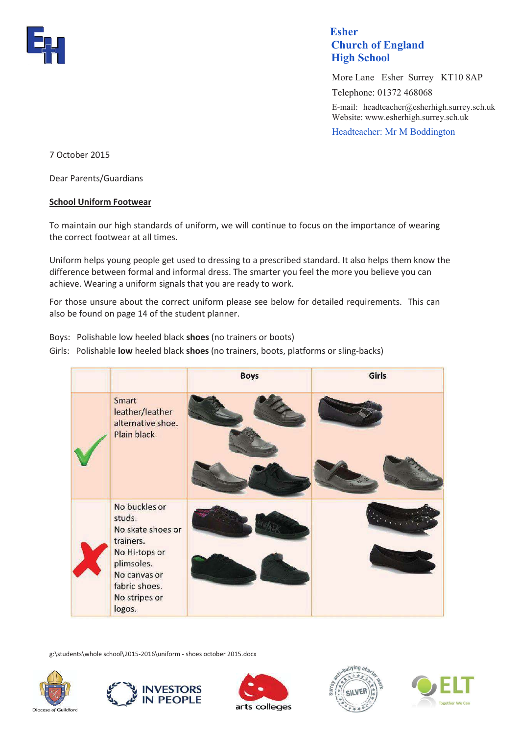**Esher Church of England High School**

More Lane Esher Surrey KT10 8AP
Telephone: 01372 468068
E-mail: headteacher@esherhigh.surrey.sch.uk
Website: www.esherhigh.surrey.sch.uk
Headteacher: Mr M Boddington

7 October 2015

Dear Parents/Guardians

**School Uniform Footwear**

To maintain our high standards of uniform, we will continue to focus on the importance of wearing the correct footwear at all times.

Uniform helps young people get used to dressing to a prescribed standard. It also helps them know the difference between formal and informal dress. The smarter you feel the more you believe you can achieve. Wearing a uniform signals that you are ready to work.

For those unsure about the correct uniform please see below for detailed requirements. This can also be found on page 14 of the student planner.

Boys: Polishable low heeled black **shoes** (no trainers or boots)
Girls: Polishable **low** heeled black **shoes** (no trainers, boots, platforms or sling-backs)

| | | Boys | Girls |
|---|---|---|---|
| ✓ | Smart leather/leather alternative shoe. Plain black. | | |
| ✗ | No buckles or studs. No skate shoes or trainers. No Hi-tops or plimsoles. No canvas or fabric shoes. No stripes or logos. | | |

g:\students\whole school\2015-2016\uniform - shoes october 2015.docx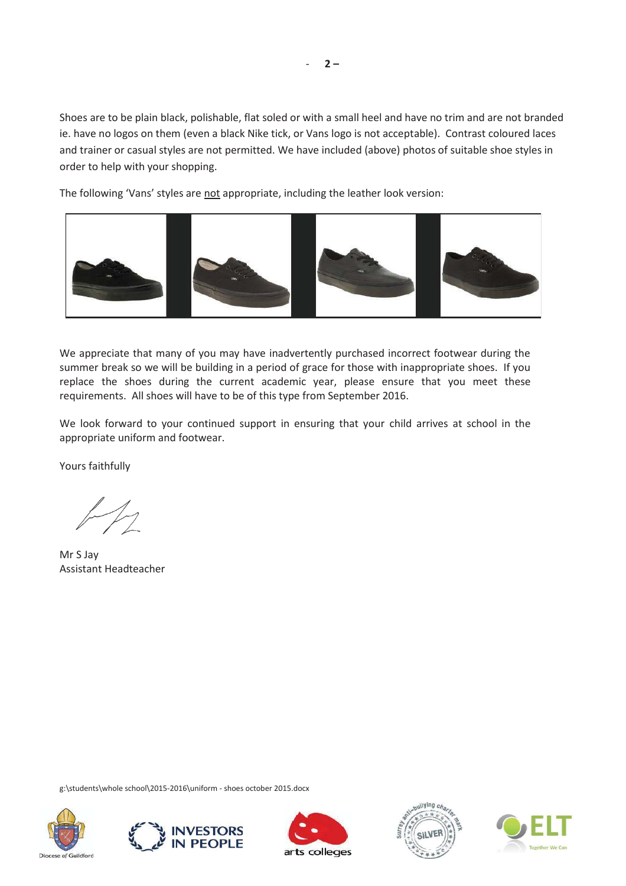Shoes are to be plain black, polishable, flat soled or with a small heel and have no trim and are not branded ie. have no logos on them (even a black Nike tick, or Vans logo is not acceptable). Contrast coloured laces and trainer or casual styles are not permitted. We have included (above) photos of suitable shoe styles in order to help with your shopping.

The following 'Vans' styles are not appropriate, including the leather look version:

We appreciate that many of you may have inadvertently purchased incorrect footwear during the summer break so we will be building in a period of grace for those with inappropriate shoes. If you replace the shoes during the current academic year, please ensure that you meet these requirements. All shoes will have to be of this type from September 2016.

We look forward to your continued support in ensuring that your child arrives at school in the appropriate uniform and footwear.

Yours faithfully

Mr S Jay
Assistant Headteacher

g:\students\whole school\2015-2016\uniform - shoes october 2015.docx